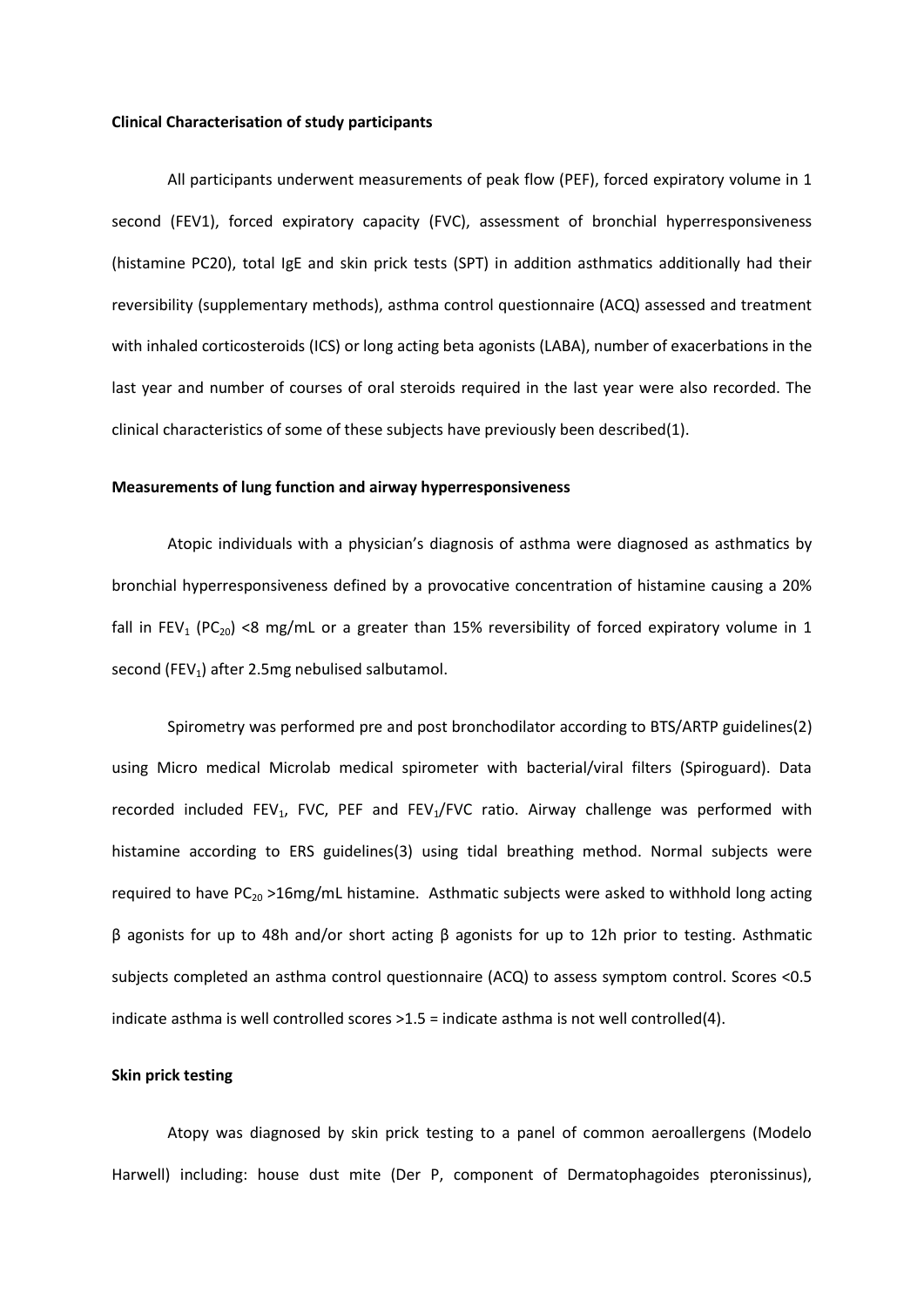**Clinical Characterisation of study participants**

All participants underwent measurements of peak flow (PEF), forced expiratory volume in 1 second (FEV1), forced expiratory capacity (FVC), assessment of bronchial hyperresponsiveness (histamine PC20), total IgE and skin prick tests (SPT) in addition asthmatics additionally had their reversibility (supplementary methods), asthma control questionnaire (ACQ) assessed and treatment with inhaled corticosteroids (ICS) or long acting beta agonists (LABA), number of exacerbations in the last year and number of courses of oral steroids required in the last year were also recorded. The clinical characteristics of some of these subjects have previously been described(1).

**Measurements of lung function and airway hyperresponsiveness**

Atopic individuals with a physician's diagnosis of asthma were diagnosed as asthmatics by bronchial hyperresponsiveness defined by a provocative concentration of histamine causing a 20% fall in $FEV_1$ ($PC_{20}$) <8 mg/mL or a greater than 15% reversibility of forced expiratory volume in 1 second ($FEV_1$) after 2.5mg nebulised salbutamol.

Spirometry was performed pre and post bronchodilator according to BTS/ARTP guidelines(2) using Micro medical Microlab medical spirometer with bacterial/viral filters (Spiroguard). Data recorded included $FEV_1$, FVC, PEF and $FEV_1$/FVC ratio. Airway challenge was performed with histamine according to ERS guidelines(3) using tidal breathing method. Normal subjects were required to have $PC_{20}$ >16mg/mL histamine. Asthmatic subjects were asked to withhold long acting β agonists for up to 48h and/or short acting β agonists for up to 12h prior to testing. Asthmatic subjects completed an asthma control questionnaire (ACQ) to assess symptom control. Scores <0.5 indicate asthma is well controlled scores >1.5 = indicate asthma is not well controlled(4).

**Skin prick testing**

Atopy was diagnosed by skin prick testing to a panel of common aeroallergens (Modelo Harwell) including: house dust mite (Der P, component of Dermatophagoides pteronissinus),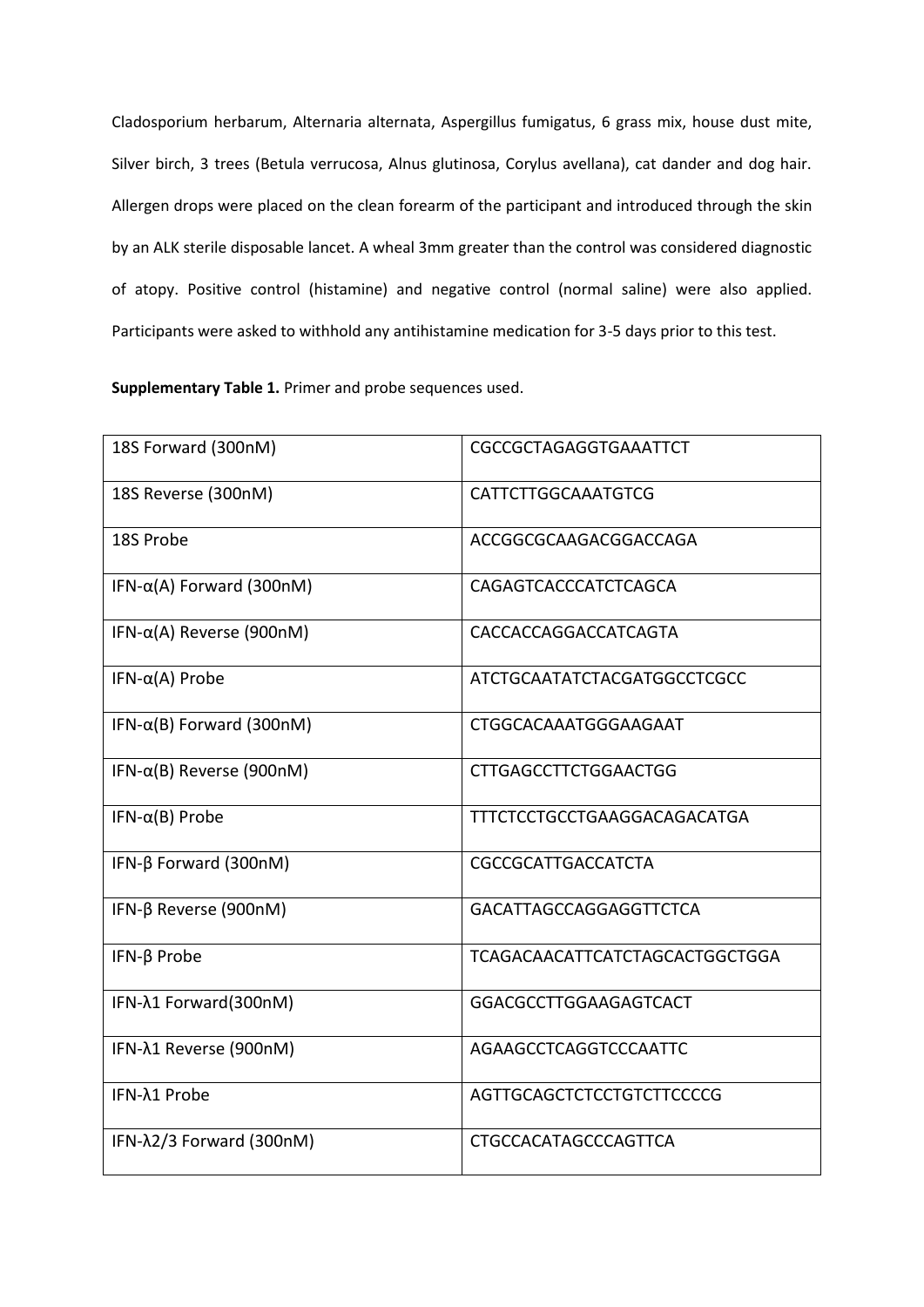Cladosporium herbarum, Alternaria alternata, Aspergillus fumigatus, 6 grass mix, house dust mite, Silver birch, 3 trees (Betula verrucosa, Alnus glutinosa, Corylus avellana), cat dander and dog hair. Allergen drops were placed on the clean forearm of the participant and introduced through the skin by an ALK sterile disposable lancet. A wheal 3mm greater than the control was considered diagnostic of atopy. Positive control (histamine) and negative control (normal saline) were also applied. Participants were asked to withhold any antihistamine medication for 3-5 days prior to this test.

**Supplementary Table 1.** Primer and probe sequences used.

| | |
|---|---|
| 18S Forward (300nM) | CGCCGCTAGAGGTGAAATTCT |
| 18S Reverse (300nM) | CATTCTTGGCAAATGTCG |
| 18S Probe | ACCGGCGCAAGACGGACCAGA |
| IFN-α(A) Forward (300nM) | CAGAGTCACCCATCTCAGCA |
| IFN-α(A) Reverse (900nM) | CACCACCAGGACCATCAGTA |
| IFN-α(A) Probe | ATCTGCAATATCTACGATGGCCTCGCC |
| IFN-α(B) Forward (300nM) | CTGGCACAAATGGGAAGAAT |
| IFN-α(B) Reverse (900nM) | CTTGAGCCTTCTGGAACTGG |
| IFN-α(B) Probe | TTTCTCCTGCCTGAAGGACAGACATGA |
| IFN-β Forward (300nM) | CGCCGCATTGACCATCTA |
| IFN-β Reverse (900nM) | GACATTAGCCAGGAGGTTCTCA |
| IFN-β Probe | TCAGACAACATTCATCTAGCACTGGCTGGA |
| IFN-λ1 Forward(300nM) | GGACGCCTTGGAAGAGTCACT |
| IFN-λ1 Reverse (900nM) | AGAAGCCTCAGGTCCCAATTC |
| IFN-λ1 Probe | AGTTGCAGCTCTCCTGTCTTCCCCG |
| IFN-λ2/3 Forward (300nM) | CTGCCACATAGCCCAGTTCA |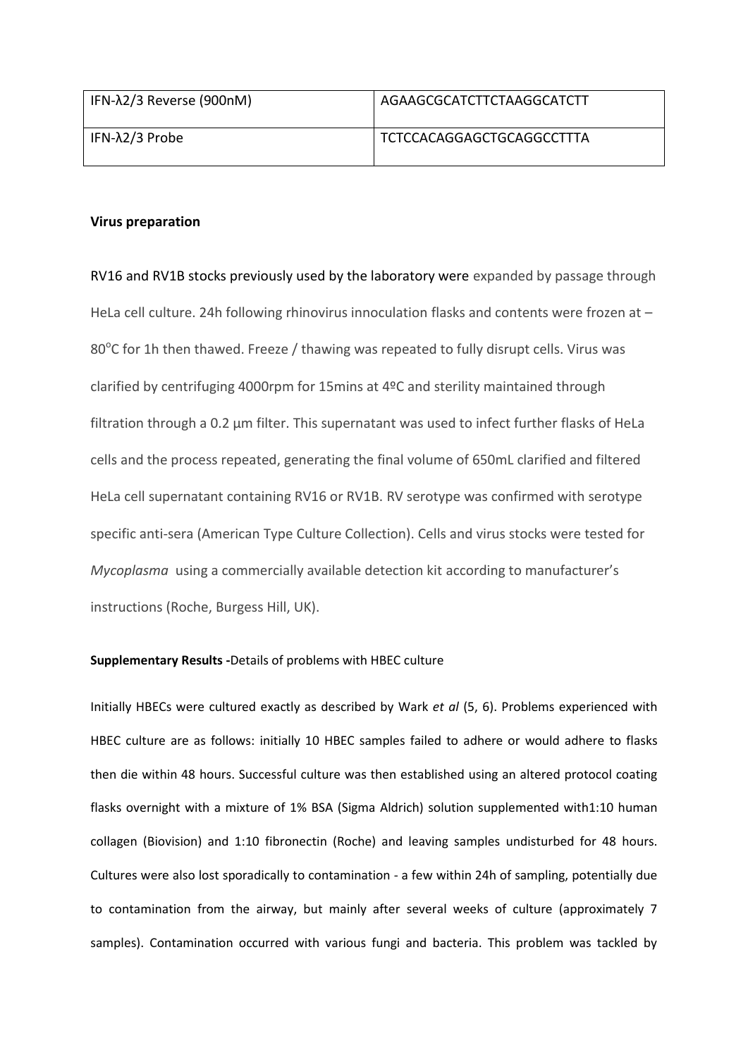| IFN-λ2/3 Reverse (900nM) | AGAAGCGCATCTTCTAAGGCATCTT |
| --- | --- |
| IFN-λ2/3 Probe | TCTCCACAGGAGCTGCAGGCCTTTA |

**Virus preparation**

RV16 and RV1B stocks previously used by the laboratory were expanded by passage through HeLa cell culture. 24h following rhinovirus innoculation flasks and contents were frozen at –80°C for 1h then thawed. Freeze / thawing was repeated to fully disrupt cells. Virus was clarified by centrifuging 4000rpm for 15mins at 4ºC and sterility maintained through filtration through a 0.2 µm filter. This supernatant was used to infect further flasks of HeLa cells and the process repeated, generating the final volume of 650mL clarified and filtered HeLa cell supernatant containing RV16 or RV1B. RV serotype was confirmed with serotype specific anti-sera (American Type Culture Collection). Cells and virus stocks were tested for *Mycoplasma* using a commercially available detection kit according to manufacturer's instructions (Roche, Burgess Hill, UK).

**Supplementary Results -**Details of problems with HBEC culture

Initially HBECs were cultured exactly as described by Wark *et al* (5, 6). Problems experienced with HBEC culture are as follows: initially 10 HBEC samples failed to adhere or would adhere to flasks then die within 48 hours. Successful culture was then established using an altered protocol coating flasks overnight with a mixture of 1% BSA (Sigma Aldrich) solution supplemented with1:10 human collagen (Biovision) and 1:10 fibronectin (Roche) and leaving samples undisturbed for 48 hours. Cultures were also lost sporadically to contamination - a few within 24h of sampling, potentially due to contamination from the airway, but mainly after several weeks of culture (approximately 7 samples). Contamination occurred with various fungi and bacteria. This problem was tackled by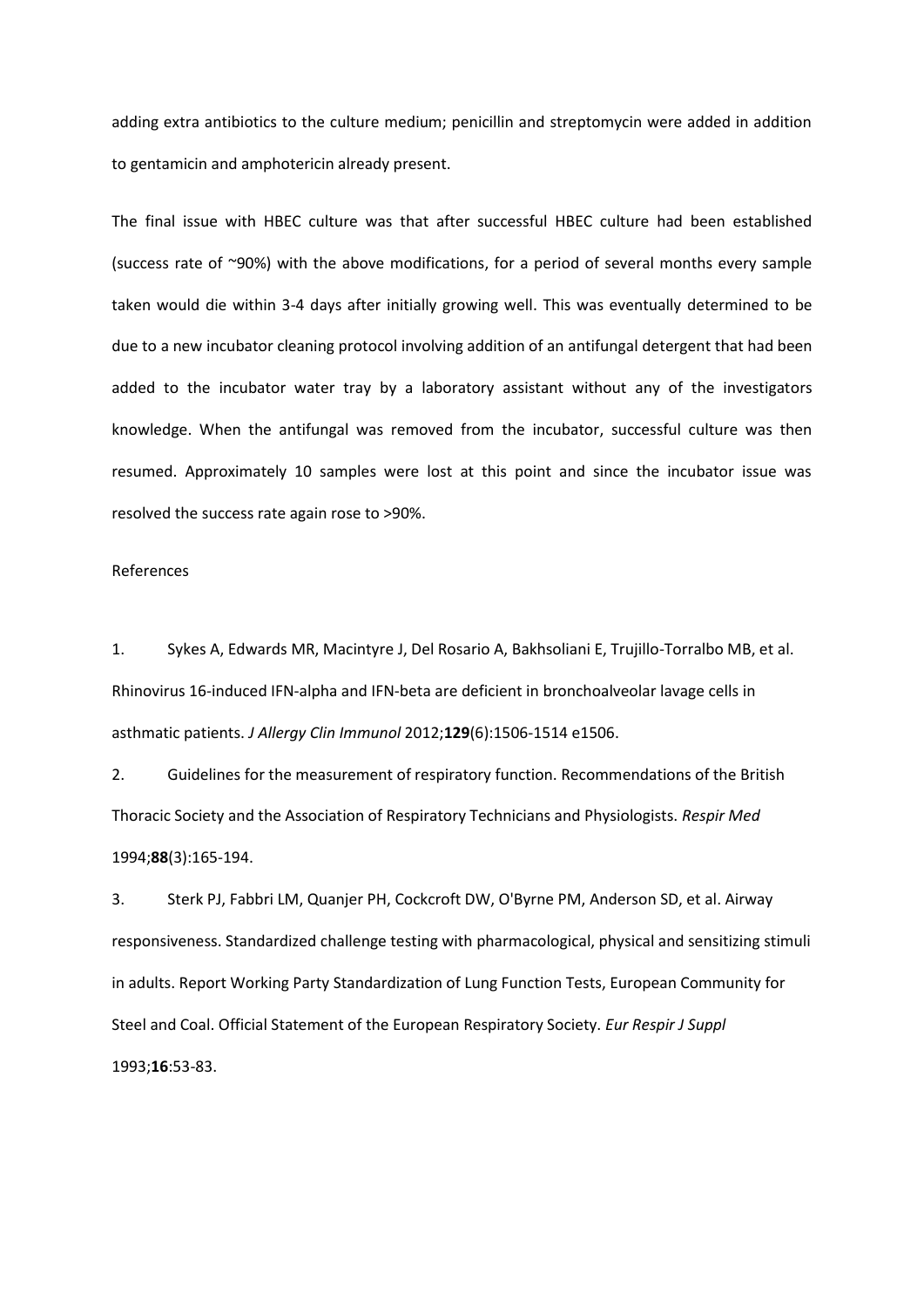adding extra antibiotics to the culture medium; penicillin and streptomycin were added in addition to gentamicin and amphotericin already present.

The final issue with HBEC culture was that after successful HBEC culture had been established (success rate of ~90%) with the above modifications, for a period of several months every sample taken would die within 3-4 days after initially growing well. This was eventually determined to be due to a new incubator cleaning protocol involving addition of an antifungal detergent that had been added to the incubator water tray by a laboratory assistant without any of the investigators knowledge. When the antifungal was removed from the incubator, successful culture was then resumed. Approximately 10 samples were lost at this point and since the incubator issue was resolved the success rate again rose to >90%.

References

1. Sykes A, Edwards MR, Macintyre J, Del Rosario A, Bakhsoliani E, Trujillo-Torralbo MB, et al. Rhinovirus 16-induced IFN-alpha and IFN-beta are deficient in bronchoalveolar lavage cells in asthmatic patients. *J Allergy Clin Immunol* 2012;**129**(6):1506-1514 e1506.

2. Guidelines for the measurement of respiratory function. Recommendations of the British Thoracic Society and the Association of Respiratory Technicians and Physiologists. *Respir Med* 1994;**88**(3):165-194.

3. Sterk PJ, Fabbri LM, Quanjer PH, Cockcroft DW, O'Byrne PM, Anderson SD, et al. Airway responsiveness. Standardized challenge testing with pharmacological, physical and sensitizing stimuli in adults. Report Working Party Standardization of Lung Function Tests, European Community for Steel and Coal. Official Statement of the European Respiratory Society. *Eur Respir J Suppl* 1993;**16**:53-83.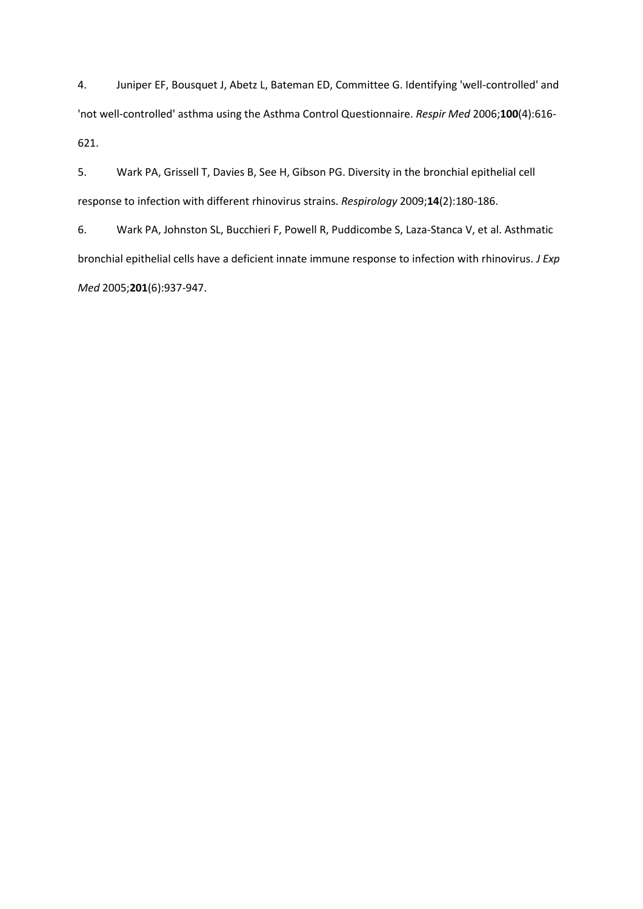4. Juniper EF, Bousquet J, Abetz L, Bateman ED, Committee G. Identifying 'well-controlled' and 'not well-controlled' asthma using the Asthma Control Questionnaire. *Respir Med* 2006;**100**(4):616-621.

5. Wark PA, Grissell T, Davies B, See H, Gibson PG. Diversity in the bronchial epithelial cell response to infection with different rhinovirus strains. *Respirology* 2009;**14**(2):180-186.

6. Wark PA, Johnston SL, Bucchieri F, Powell R, Puddicombe S, Laza-Stanca V, et al. Asthmatic bronchial epithelial cells have a deficient innate immune response to infection with rhinovirus. *J Exp Med* 2005;**201**(6):937-947.